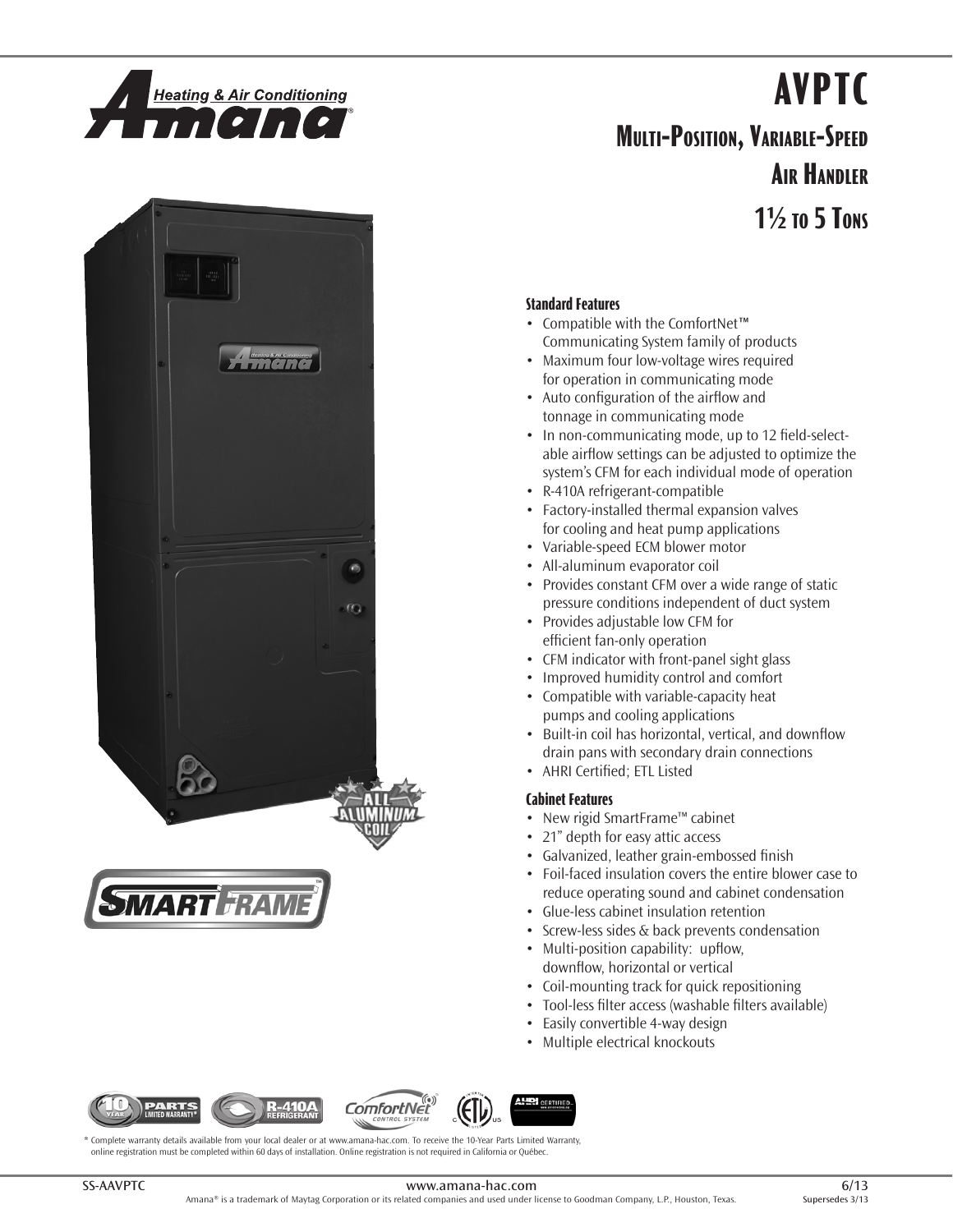# AVPTC

## Multi-Position, Variable-Speed Air Handler

## 1½ to 5 Tons

### Standard Features

- Compatible with the ComfortNet™ Communicating System family of products
- Maximum four low-voltage wires required for operation in communicating mode
- Auto configuration of the airflow and tonnage in communicating mode
- In non-communicating mode, up to 12 field-selectable airflow settings can be adjusted to optimize the system's CFM for each individual mode of operation
- R-410A refrigerant-compatible
- Factory-installed thermal expansion valves for cooling and heat pump applications
- Variable-speed ECM blower motor
- All-aluminum evaporator coil
- Provides constant CFM over a wide range of static pressure conditions independent of duct system
- Provides adjustable low CFM for efficient fan-only operation
- CFM indicator with front-panel sight glass
- Improved humidity control and comfort
- Compatible with variable-capacity heat pumps and cooling applications
- Built-in coil has horizontal, vertical, and downflow drain pans with secondary drain connections
- AHRI Certified; ETL Listed

### Cabinet Features

- New rigid SmartFrame™ cabinet
- 21" depth for easy attic access
- Galvanized, leather grain-embossed finish
- Foil-faced insulation covers the entire blower case to reduce operating sound and cabinet condensation
- Glue-less cabinet insulation retention
- Screw-less sides & back prevents condensation
- Multi-position capability: upflow, downflow, horizontal or vertical
- Coil-mounting track for quick repositioning
- Tool-less filter access (washable filters available)
- Easily convertible 4-way design
- Multiple electrical knockouts

\* Complete warranty details available from your local dealer or at www.amana-hac.com. To receive the 10-Year Parts Limited Warranty, online registration must be completed within 60 days of installation. Online registration is not required in California or Québec.

Amana® is a trademark of Maytag Corporation or its related companies and used under license to Goodman Company, L.P., Houston, Texas.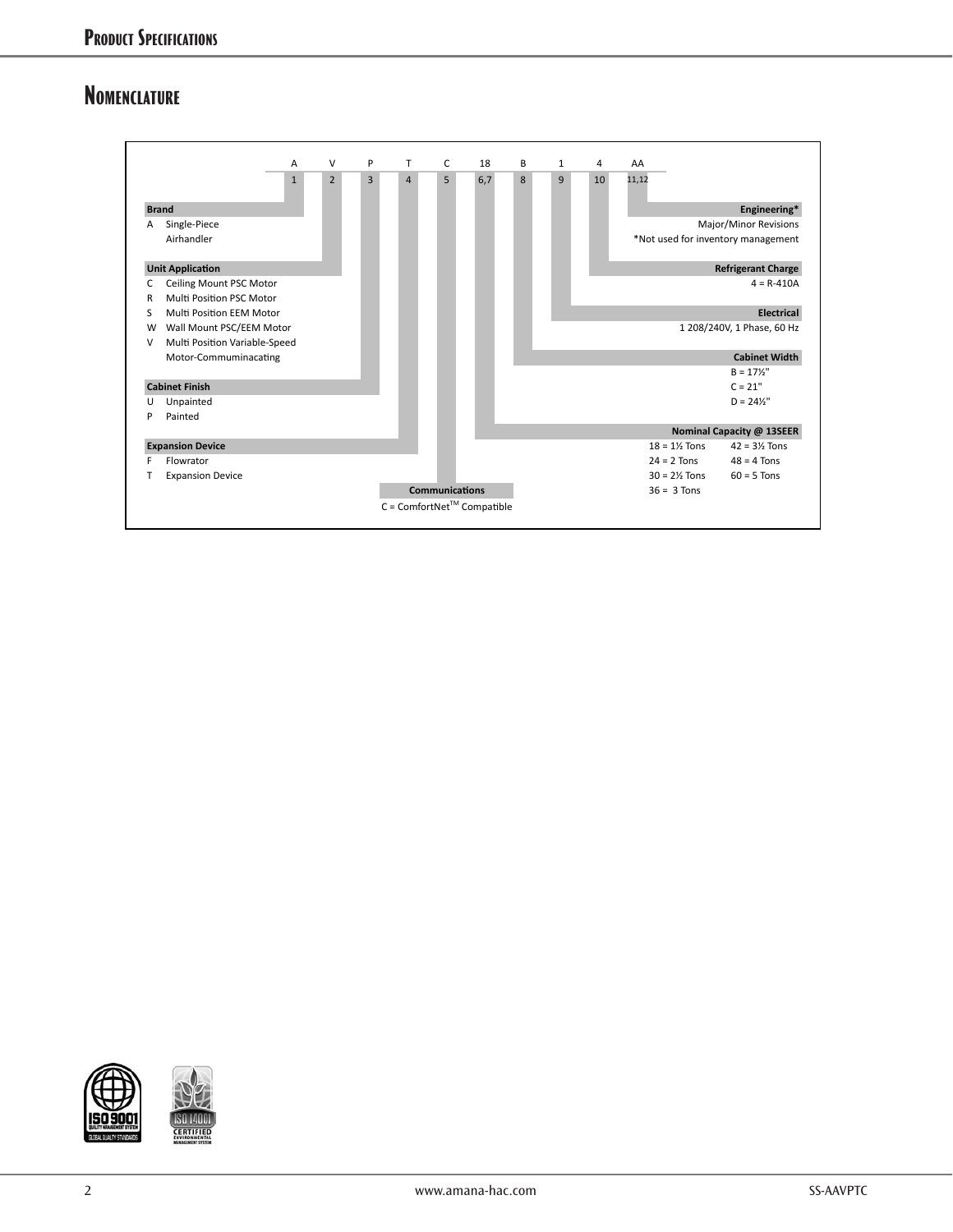## Nomenclature

| A | V | P | T | C | 18 | B | 1 | 4 | AA |
|---|---|---|---|---|---|---|---|---|---|
| 1 | 2 | 3 | 4 | 5 | 6,7 | 8 | 9 | 10 | 11,12 |

**Brand**

A Single-Piece Airhandler

**Unit Application**

C Ceiling Mount PSC Motor
R Multi Position PSC Motor
S Multi Position EEM Motor
W Wall Mount PSC/EEM Motor
V Multi Position Variable-Speed Motor-Commuminacating

**Cabinet Finish**

U Unpainted
P Painted

**Expansion Device**

F Flowrator
T Expansion Device

**Communications**

C = ComfortNet™ Compatible

**Nominal Capacity @ 13SEER**

18 = 1½ Tons
24 = 2 Tons
30 = 2½ Tons
36 = 3 Tons
42 = 3½ Tons
48 = 4 Tons
60 = 5 Tons

**Cabinet Width**

B = 17½"
C = 21"
D = 24½"

**Electrical**

1 208/240V, 1 Phase, 60 Hz

**Refrigerant Charge**

4 = R-410A

**Engineering***

Major/Minor Revisions

*Not used for inventory management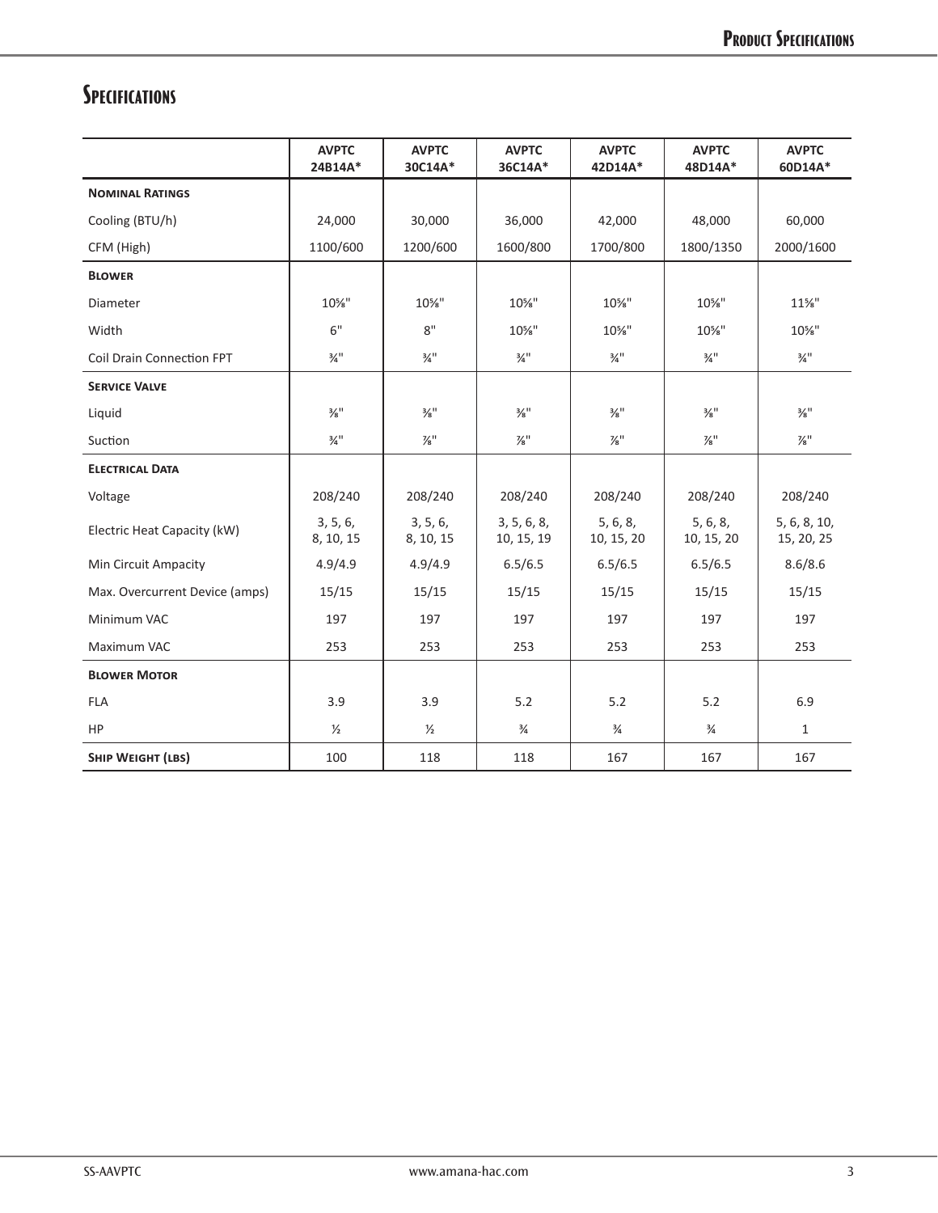## Specifications

| | AVPTC 24B14A* | AVPTC 30C14A* | AVPTC 36C14A* | AVPTC 42D14A* | AVPTC 48D14A* | AVPTC 60D14A* |
|---|---|---|---|---|---|---|
| **Nominal Ratings** | | | | | | |
| Cooling (BTU/h) | 24,000 | 30,000 | 36,000 | 42,000 | 48,000 | 60,000 |
| CFM (High) | 1100/600 | 1200/600 | 1600/800 | 1700/800 | 1800/1350 | 2000/1600 |
| **Blower** | | | | | | |
| Diameter | 10⅝" | 10⅝" | 10⅝" | 10⅝" | 10⅝" | 11⅝" |
| Width | 6" | 8" | 10⅝" | 10⅝" | 10⅝" | 10⅝" |
| Coil Drain Connection FPT | ¾" | ¾" | ¾" | ¾" | ¾" | ¾" |
| **Service Valve** | | | | | | |
| Liquid | ⅜" | ⅜" | ⅜" | ⅜" | ⅜" | ⅜" |
| Suction | ¾" | ⅞" | ⅞" | ⅞" | ⅞" | ⅞" |
| **Electrical Data** | | | | | | |
| Voltage | 208/240 | 208/240 | 208/240 | 208/240 | 208/240 | 208/240 |
| Electric Heat Capacity (kW) | 3, 5, 6, 8, 10, 15 | 3, 5, 6, 8, 10, 15 | 3, 5, 6, 8, 10, 15, 19 | 5, 6, 8, 10, 15, 20 | 5, 6, 8, 10, 15, 20 | 5, 6, 8, 10, 15, 20, 25 |
| Min Circuit Ampacity | 4.9/4.9 | 4.9/4.9 | 6.5/6.5 | 6.5/6.5 | 6.5/6.5 | 8.6/8.6 |
| Max. Overcurrent Device (amps) | 15/15 | 15/15 | 15/15 | 15/15 | 15/15 | 15/15 |
| Minimum VAC | 197 | 197 | 197 | 197 | 197 | 197 |
| Maximum VAC | 253 | 253 | 253 | 253 | 253 | 253 |
| **Blower Motor** | | | | | | |
| FLA | 3.9 | 3.9 | 5.2 | 5.2 | 5.2 | 6.9 |
| HP | ½ | ½ | ¾ | ¾ | ¾ | 1 |
| **Ship Weight (lbs)** | 100 | 118 | 118 | 167 | 167 | 167 |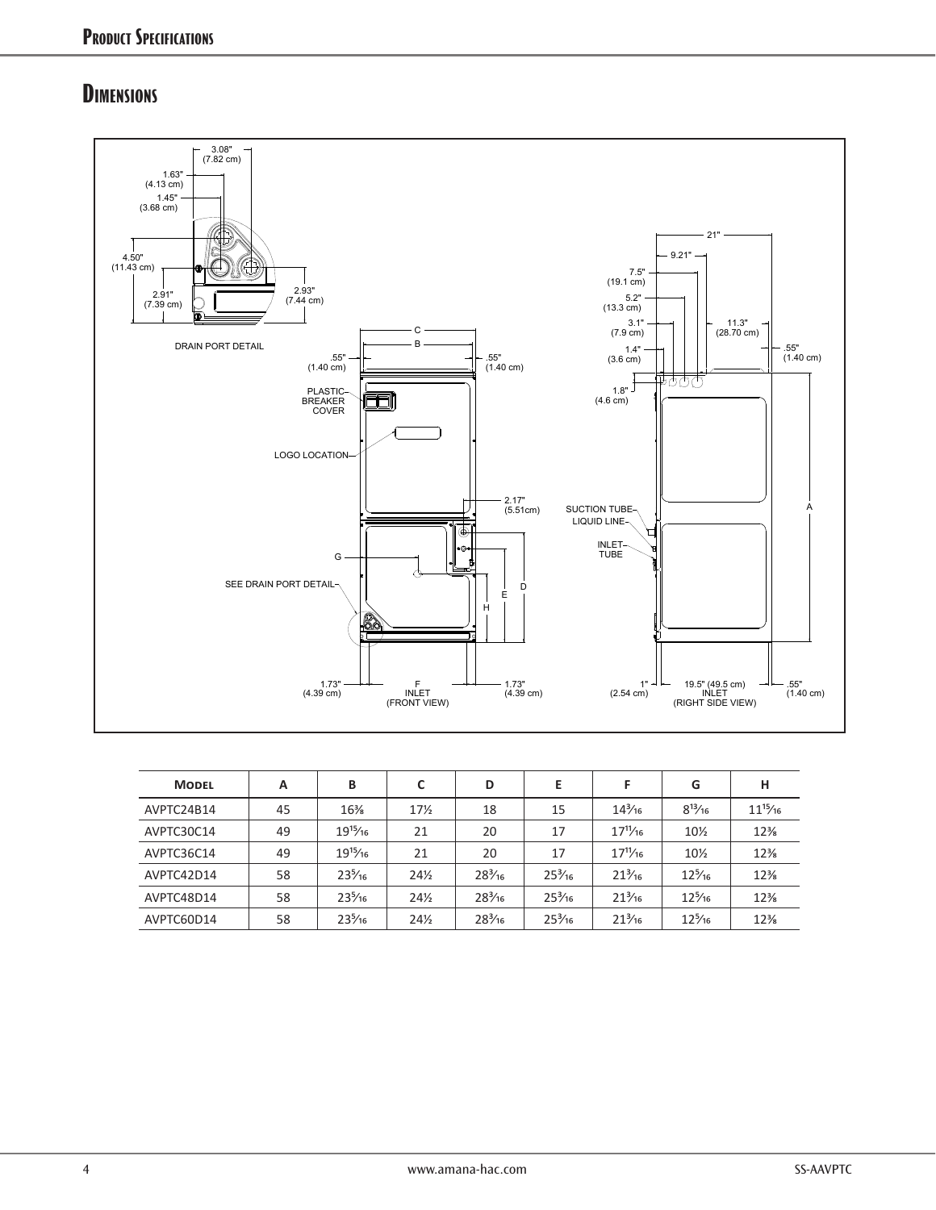## Dimensions

DRAIN PORT DETAIL

3.08" (7.82 cm)
1.63" (4.13 cm)
1.45" (3.68 cm)
4.50" (11.43 cm)
2.91" (7.39 cm)
2.93" (7.44 cm)

C
B
.55" (1.40 cm)
.55" (1.40 cm)
PLASTIC BREAKER COVER
LOGO LOCATION
2.17" (5.51cm)
G
SEE DRAIN PORT DETAIL
E
D
H
1.73" (4.39 cm)
F INLET (FRONT VIEW)
1.73" (4.39 cm)

21"
9.21"
7.5" (19.1 cm)
5.2" (13.3 cm)
3.1" (7.9 cm)
11.3" (28.70 cm)
1.4" (3.6 cm)
.55" (1.40 cm)
1.8" (4.6 cm)
SUCTION TUBE
LIQUID LINE
INLET TUBE
A
1" (2.54 cm)
19.5" (49.5 cm) INLET (RIGHT SIDE VIEW)
.55" (1.40 cm)

| Model | A | B | C | D | E | F | G | H |
|---|---|---|---|---|---|---|---|---|
| AVPTC24B14 | 45 | 16⅜ | 17½ | 18 | 15 | 14³⁄₁₆ | 8¹³⁄₁₆ | 11¹⁵⁄₁₆ |
| AVPTC30C14 | 49 | 19¹⁵⁄₁₆ | 21 | 20 | 17 | 17¹¹⁄₁₆ | 10½ | 12⅜ |
| AVPTC36C14 | 49 | 19¹⁵⁄₁₆ | 21 | 20 | 17 | 17¹¹⁄₁₆ | 10½ | 12⅜ |
| AVPTC42D14 | 58 | 23⁵⁄₁₆ | 24½ | 28³⁄₁₆ | 25³⁄₁₆ | 21³⁄₁₆ | 12⁵⁄₁₆ | 12⅜ |
| AVPTC48D14 | 58 | 23⁵⁄₁₆ | 24½ | 28³⁄₁₆ | 25³⁄₁₆ | 21³⁄₁₆ | 12⁵⁄₁₆ | 12⅜ |
| AVPTC60D14 | 58 | 23⁵⁄₁₆ | 24½ | 28³⁄₁₆ | 25³⁄₁₆ | 21³⁄₁₆ | 12⁵⁄₁₆ | 12⅜ |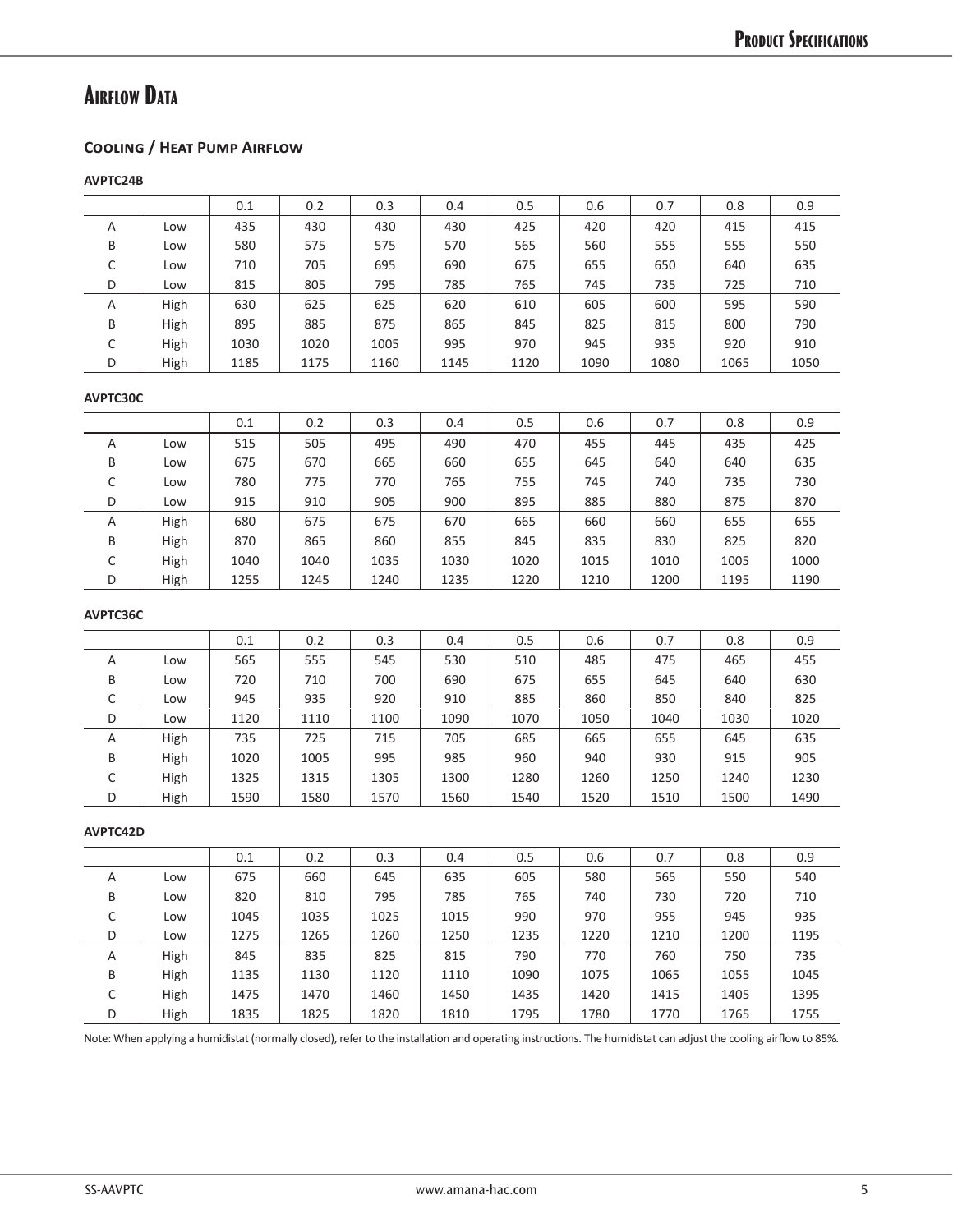# Airflow Data

### Cooling / Heat Pump Airflow

**AVPTC24B**

| | | 0.1 | 0.2 | 0.3 | 0.4 | 0.5 | 0.6 | 0.7 | 0.8 | 0.9 |
|---|---|---|---|---|---|---|---|---|---|---|
| A | Low | 435 | 430 | 430 | 430 | 425 | 420 | 420 | 415 | 415 |
| B | Low | 580 | 575 | 575 | 570 | 565 | 560 | 555 | 555 | 550 |
| C | Low | 710 | 705 | 695 | 690 | 675 | 655 | 650 | 640 | 635 |
| D | Low | 815 | 805 | 795 | 785 | 765 | 745 | 735 | 725 | 710 |
| A | High | 630 | 625 | 625 | 620 | 610 | 605 | 600 | 595 | 590 |
| B | High | 895 | 885 | 875 | 865 | 845 | 825 | 815 | 800 | 790 |
| C | High | 1030 | 1020 | 1005 | 995 | 970 | 945 | 935 | 920 | 910 |
| D | High | 1185 | 1175 | 1160 | 1145 | 1120 | 1090 | 1080 | 1065 | 1050 |

**AVPTC30C**

| | | 0.1 | 0.2 | 0.3 | 0.4 | 0.5 | 0.6 | 0.7 | 0.8 | 0.9 |
|---|---|---|---|---|---|---|---|---|---|---|
| A | Low | 515 | 505 | 495 | 490 | 470 | 455 | 445 | 435 | 425 |
| B | Low | 675 | 670 | 665 | 660 | 655 | 645 | 640 | 640 | 635 |
| C | Low | 780 | 775 | 770 | 765 | 755 | 745 | 740 | 735 | 730 |
| D | Low | 915 | 910 | 905 | 900 | 895 | 885 | 880 | 875 | 870 |
| A | High | 680 | 675 | 675 | 670 | 665 | 660 | 660 | 655 | 655 |
| B | High | 870 | 865 | 860 | 855 | 845 | 835 | 830 | 825 | 820 |
| C | High | 1040 | 1040 | 1035 | 1030 | 1020 | 1015 | 1010 | 1005 | 1000 |
| D | High | 1255 | 1245 | 1240 | 1235 | 1220 | 1210 | 1200 | 1195 | 1190 |

**AVPTC36C**

| | | 0.1 | 0.2 | 0.3 | 0.4 | 0.5 | 0.6 | 0.7 | 0.8 | 0.9 |
|---|---|---|---|---|---|---|---|---|---|---|
| A | Low | 565 | 555 | 545 | 530 | 510 | 485 | 475 | 465 | 455 |
| B | Low | 720 | 710 | 700 | 690 | 675 | 655 | 645 | 640 | 630 |
| C | Low | 945 | 935 | 920 | 910 | 885 | 860 | 850 | 840 | 825 |
| D | Low | 1120 | 1110 | 1100 | 1090 | 1070 | 1050 | 1040 | 1030 | 1020 |
| A | High | 735 | 725 | 715 | 705 | 685 | 665 | 655 | 645 | 635 |
| B | High | 1020 | 1005 | 995 | 985 | 960 | 940 | 930 | 915 | 905 |
| C | High | 1325 | 1315 | 1305 | 1300 | 1280 | 1260 | 1250 | 1240 | 1230 |
| D | High | 1590 | 1580 | 1570 | 1560 | 1540 | 1520 | 1510 | 1500 | 1490 |

**AVPTC42D**

| | | 0.1 | 0.2 | 0.3 | 0.4 | 0.5 | 0.6 | 0.7 | 0.8 | 0.9 |
|---|---|---|---|---|---|---|---|---|---|---|
| A | Low | 675 | 660 | 645 | 635 | 605 | 580 | 565 | 550 | 540 |
| B | Low | 820 | 810 | 795 | 785 | 765 | 740 | 730 | 720 | 710 |
| C | Low | 1045 | 1035 | 1025 | 1015 | 990 | 970 | 955 | 945 | 935 |
| D | Low | 1275 | 1265 | 1260 | 1250 | 1235 | 1220 | 1210 | 1200 | 1195 |
| A | High | 845 | 835 | 825 | 815 | 790 | 770 | 760 | 750 | 735 |
| B | High | 1135 | 1130 | 1120 | 1110 | 1090 | 1075 | 1065 | 1055 | 1045 |
| C | High | 1475 | 1470 | 1460 | 1450 | 1435 | 1420 | 1415 | 1405 | 1395 |
| D | High | 1835 | 1825 | 1820 | 1810 | 1795 | 1780 | 1770 | 1765 | 1755 |

Note: When applying a humidistat (normally closed), refer to the installation and operating instructions. The humidistat can adjust the cooling airflow to 85%.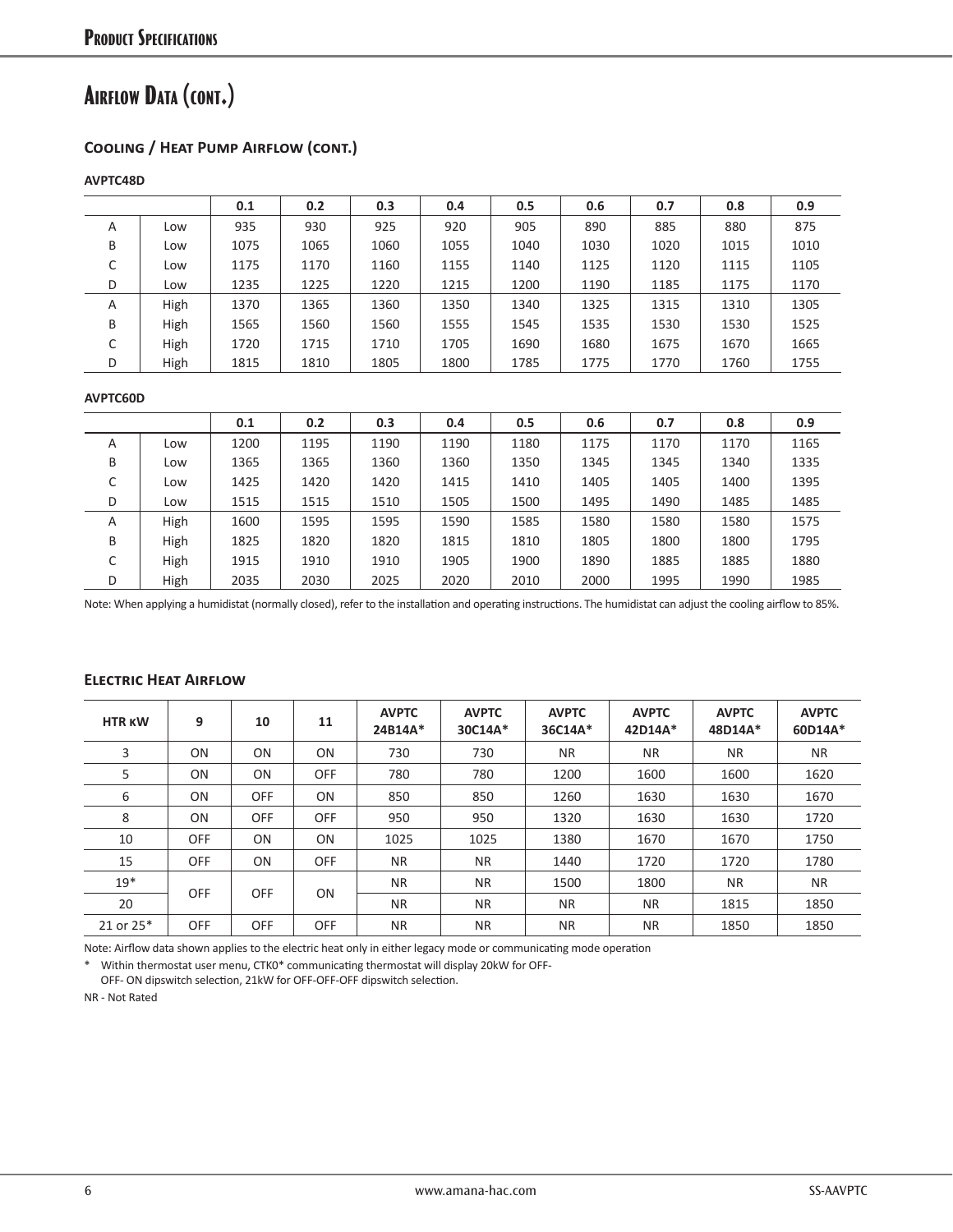# Airflow Data (cont.)

## Cooling / Heat Pump Airflow (cont.)

**AVPTC48D**

| | | 0.1 | 0.2 | 0.3 | 0.4 | 0.5 | 0.6 | 0.7 | 0.8 | 0.9 |
|---|---|---|---|---|---|---|---|---|---|---|
| A | Low | 935 | 930 | 925 | 920 | 905 | 890 | 885 | 880 | 875 |
| B | Low | 1075 | 1065 | 1060 | 1055 | 1040 | 1030 | 1020 | 1015 | 1010 |
| C | Low | 1175 | 1170 | 1160 | 1155 | 1140 | 1125 | 1120 | 1115 | 1105 |
| D | Low | 1235 | 1225 | 1220 | 1215 | 1200 | 1190 | 1185 | 1175 | 1170 |
| A | High | 1370 | 1365 | 1360 | 1350 | 1340 | 1325 | 1315 | 1310 | 1305 |
| B | High | 1565 | 1560 | 1560 | 1555 | 1545 | 1535 | 1530 | 1530 | 1525 |
| C | High | 1720 | 1715 | 1710 | 1705 | 1690 | 1680 | 1675 | 1670 | 1665 |
| D | High | 1815 | 1810 | 1805 | 1800 | 1785 | 1775 | 1770 | 1760 | 1755 |

**AVPTC60D**

| | | 0.1 | 0.2 | 0.3 | 0.4 | 0.5 | 0.6 | 0.7 | 0.8 | 0.9 |
|---|---|---|---|---|---|---|---|---|---|---|
| A | Low | 1200 | 1195 | 1190 | 1190 | 1180 | 1175 | 1170 | 1170 | 1165 |
| B | Low | 1365 | 1365 | 1360 | 1360 | 1350 | 1345 | 1345 | 1340 | 1335 |
| C | Low | 1425 | 1420 | 1420 | 1415 | 1410 | 1405 | 1405 | 1400 | 1395 |
| D | Low | 1515 | 1515 | 1510 | 1505 | 1500 | 1495 | 1490 | 1485 | 1485 |
| A | High | 1600 | 1595 | 1595 | 1590 | 1585 | 1580 | 1580 | 1580 | 1575 |
| B | High | 1825 | 1820 | 1820 | 1815 | 1810 | 1805 | 1800 | 1800 | 1795 |
| C | High | 1915 | 1910 | 1910 | 1905 | 1900 | 1890 | 1885 | 1885 | 1880 |
| D | High | 2035 | 2030 | 2025 | 2020 | 2010 | 2000 | 1995 | 1990 | 1985 |

Note: When applying a humidistat (normally closed), refer to the installation and operating instructions. The humidistat can adjust the cooling airflow to 85%.

## Electric Heat Airflow

| HTR kW | 9 | 10 | 11 | AVPTC 24B14A* | AVPTC 30C14A* | AVPTC 36C14A* | AVPTC 42D14A* | AVPTC 48D14A* | AVPTC 60D14A* |
|---|---|---|---|---|---|---|---|---|---|
| 3 | ON | ON | ON | 730 | 730 | NR | NR | NR | NR |
| 5 | ON | ON | OFF | 780 | 780 | 1200 | 1600 | 1600 | 1620 |
| 6 | ON | OFF | ON | 850 | 850 | 1260 | 1630 | 1630 | 1670 |
| 8 | ON | OFF | OFF | 950 | 950 | 1320 | 1630 | 1630 | 1720 |
| 10 | OFF | ON | ON | 1025 | 1025 | 1380 | 1670 | 1670 | 1750 |
| 15 | OFF | ON | OFF | NR | NR | 1440 | 1720 | 1720 | 1780 |
| 19* | OFF | OFF | ON | NR | NR | 1500 | 1800 | NR | NR |
| 20 | | | | NR | NR | NR | NR | 1815 | 1850 |
| 21 or 25* | OFF | OFF | OFF | NR | NR | NR | NR | 1850 | 1850 |

Note: Airflow data shown applies to the electric heat only in either legacy mode or communicating mode operation

* Within thermostat user menu, CTK0* communicating thermostat will display 20kW for OFF-OFF- ON dipswitch selection, 21kW for OFF-OFF-OFF dipswitch selection.

NR - Not Rated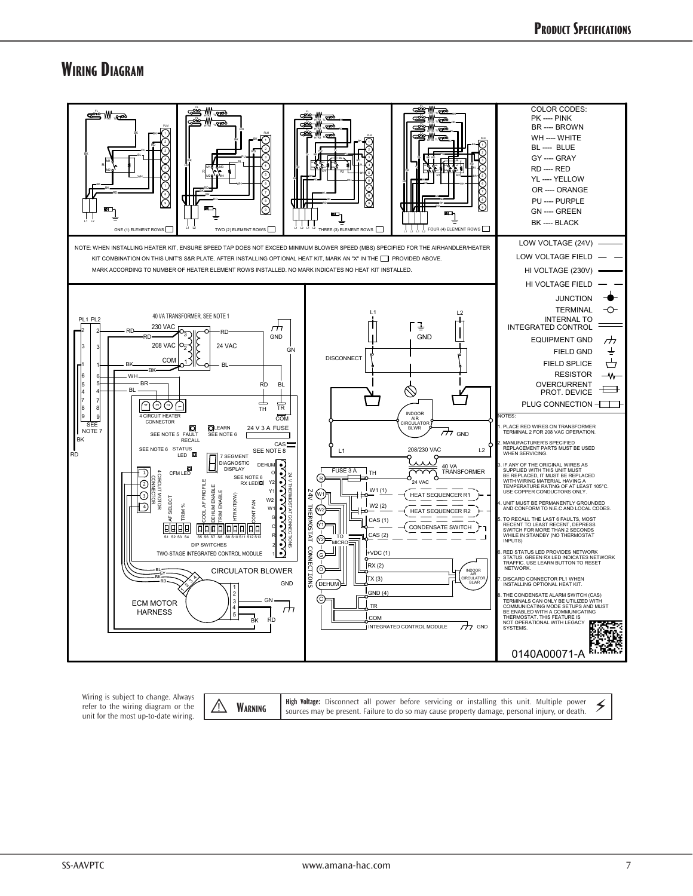## Wiring Diagram

ONE (1) ELEMENT ROWS ☐ TWO (2) ELEMENT ROWS ☐ THREE (3) ELEMENT ROWS ☐ FOUR (4) ELEMENT ROWS ☐

COLOR CODES:
PK ---- PINK
BR ---- BROWN
WH ---- WHITE
BL ---- BLUE
GY ---- GRAY
RD ---- RED
YL ---- YELLOW
OR ---- ORANGE
PU ---- PURPLE
GN ---- GREEN
BK ---- BLACK

NOTE: WHEN INSTALLING HEATER KIT, ENSURE SPEED TAP DOES NOT EXCEED MINIMUM BLOWER SPEED (MBS) SPECIFIED FOR THE AIRHANDLER/HEATER KIT COMBINATION ON THIS UNIT'S S&R PLATE. AFTER INSTALLING OPTIONAL HEAT KIT, MARK AN "X" IN THE ☐ PROVIDED ABOVE. MARK ACCORDING TO NUMBER OF HEATER ELEMENT ROWS INSTALLED. NO MARK INDICATES NO HEAT KIT INSTALLED.

LOW VOLTAGE (24V)
LOW VOLTAGE FIELD
HI VOLTAGE (230V)
HI VOLTAGE FIELD
JUNCTION
TERMINAL
INTERNAL TO INTEGRATED CONTROL
EQUIPMENT GND
FIELD GND
FIELD SPLICE
RESISTOR
OVERCURRENT PROT. DEVICE
PLUG CONNECTION

NOTES:

1. PLACE RED WIRES ON TRANSFORMER TERMINAL 2 FOR 208 VAC OPERATION.
2. MANUFACTURER'S SPECIFIED REPLACEMENT PARTS MUST BE USED WHEN SERVICING.
3. IF ANY OF THE ORIGINAL WIRES AS SUPPLIED WITH THIS UNIT MUST BE REPLACED, IT MUST BE REPLACED WITH WIRING MATERIAL HAVING A TEMPERATURE RATING OF AT LEAST 105°C. USE COPPER CONDUCTORS ONLY.
4. UNIT MUST BE PERMANENTLY GROUNDED AND CONFORM TO N.E.C AND LOCAL CODES.
5. TO RECALL THE LAST 6 FAULTS, MOST RECENT TO LEAST RECENT, DEPRESS SWITCH FOR MORE THAN 2 SECONDS WHILE IN STANDBY (NO THERMOSTAT INPUTS)
6. RED STATUS LED PROVIDES NETWORK STATUS. GREEN RX LED INDICATES NETWORK TRAFFIC. USE LEARN BUTTON TO RESET NETWORK.
7. DISCARD CONNECTOR PL1 WHEN INSTALLING OPTIONAL HEAT KIT.
8. THE CONDENSATE ALARM SWITCH (CAS) TERMINALS CAN ONLY BE UTILIZED WITH COMMUNICATING MODE SETUPS AND MUST BE ENABLED WITH A COMMUNICATING THERMOSTAT. THIS FEATURE IS NOT OPERATIONAL WITH LEGACY SYSTEMS.

0140A00071-A

Wiring is subject to change. Always refer to the wiring diagram or the unit for the most up-to-date wiring.

**⚠ Warning** — **High Voltage:** Disconnect all power before servicing or installing this unit. Multiple power sources may be present. Failure to do so may cause property damage, personal injury, or death.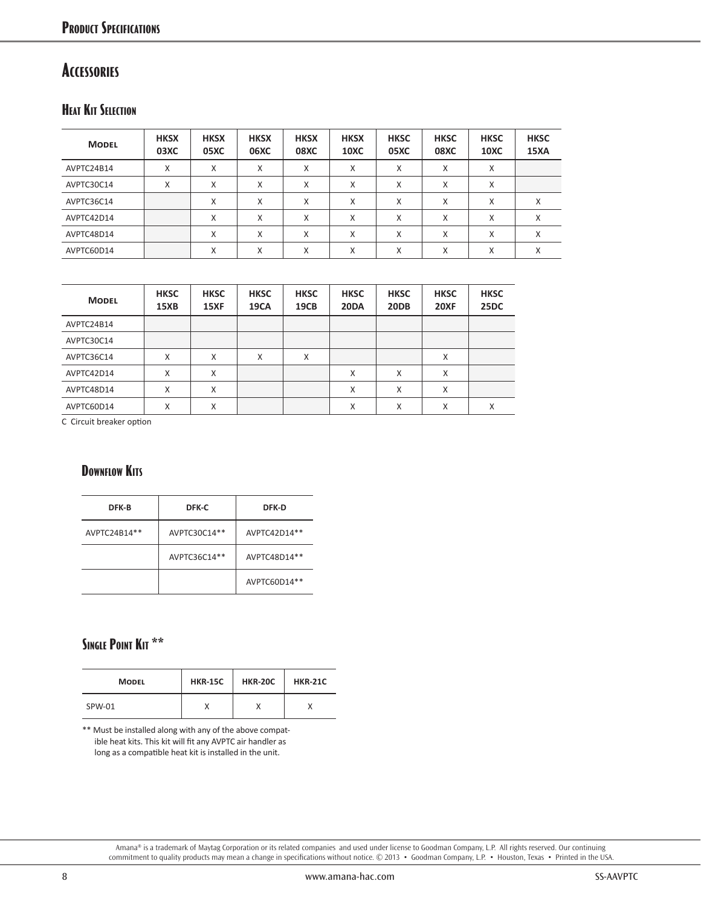## Accessories

### Heat Kit Selection

| Model | HKSX 03XC | HKSX 05XC | HKSX 06XC | HKSX 08XC | HKSX 10XC | HKSC 05XC | HKSC 08XC | HKSC 10XC | HKSC 15XA |
|---|---|---|---|---|---|---|---|---|---|
| AVPTC24B14 | X | X | X | X | X | X | X | X | |
| AVPTC30C14 | X | X | X | X | X | X | X | X | |
| AVPTC36C14 | | X | X | X | X | X | X | X | X |
| AVPTC42D14 | | X | X | X | X | X | X | X | X |
| AVPTC48D14 | | X | X | X | X | X | X | X | X |
| AVPTC60D14 | | X | X | X | X | X | X | X | X |

| Model | HKSC 15XB | HKSC 15XF | HKSC 19CA | HKSC 19CB | HKSC 20DA | HKSC 20DB | HKSC 20XF | HKSC 25DC |
|---|---|---|---|---|---|---|---|---|
| AVPTC24B14 | | | | | | | | |
| AVPTC30C14 | | | | | | | | |
| AVPTC36C14 | X | X | X | X | | | X | |
| AVPTC42D14 | X | X | | | X | X | X | |
| AVPTC48D14 | X | X | | | X | X | X | |
| AVPTC60D14 | X | X | | | X | X | X | X |

C Circuit breaker option

### Downflow Kits

| DFK-B | DFK-C | DFK-D |
|---|---|---|
| AVPTC24B14** | AVPTC30C14** | AVPTC42D14** |
| | AVPTC36C14** | AVPTC48D14** |
| | | AVPTC60D14** |

### Single Point Kit **

| Model | HKR-15C | HKR-20C | HKR-21C |
|---|---|---|---|
| SPW-01 | X | X | X |

** Must be installed along with any of the above compatible heat kits. This kit will fit any AVPTC air handler as long as a compatible heat kit is installed in the unit.

Amana® is a trademark of Maytag Corporation or its related companies and used under license to Goodman Company, L.P. All rights reserved. Our continuing commitment to quality products may mean a change in specifications without notice. © 2013 • Goodman Company, L.P. • Houston, Texas • Printed in the USA.

www.amana-hac.com

SS-AAVPTC